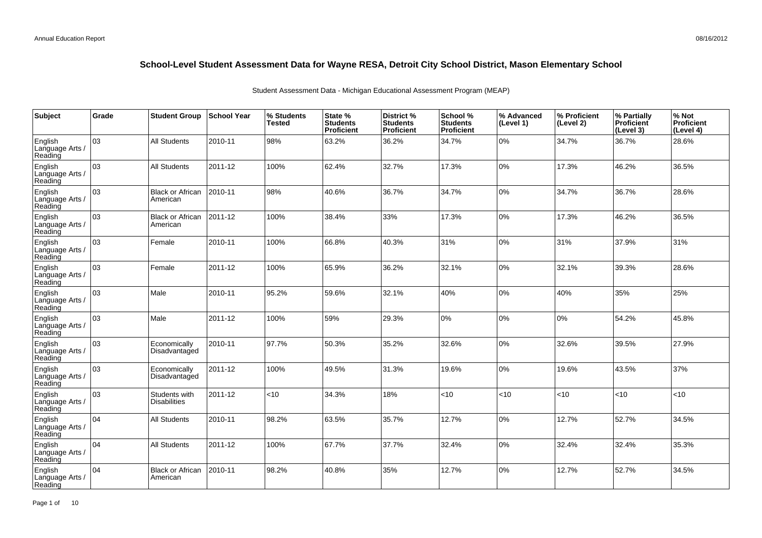# School-Level Student Assessment Data for Wayne RESA, Detroit City School District, Mason Elementary School

Student Assessment Data - Michigan Educational Assessment Program (MEAP)

| Subject | Grade | Student Group | School Year | % Students Tested | State % Students Proficient | District % Students Proficient | School % Students Proficient | % Advanced (Level 1) | % Proficient (Level 2) | % Partially Proficient (Level 3) | % Not Proficient (Level 4) |
|---|---|---|---|---|---|---|---|---|---|---|---|
| English Language Arts / Reading | 03 | All Students | 2010-11 | 98% | 63.2% | 36.2% | 34.7% | 0% | 34.7% | 36.7% | 28.6% |
| English Language Arts / Reading | 03 | All Students | 2011-12 | 100% | 62.4% | 32.7% | 17.3% | 0% | 17.3% | 46.2% | 36.5% |
| English Language Arts / Reading | 03 | Black or African American | 2010-11 | 98% | 40.6% | 36.7% | 34.7% | 0% | 34.7% | 36.7% | 28.6% |
| English Language Arts / Reading | 03 | Black or African American | 2011-12 | 100% | 38.4% | 33% | 17.3% | 0% | 17.3% | 46.2% | 36.5% |
| English Language Arts / Reading | 03 | Female | 2010-11 | 100% | 66.8% | 40.3% | 31% | 0% | 31% | 37.9% | 31% |
| English Language Arts / Reading | 03 | Female | 2011-12 | 100% | 65.9% | 36.2% | 32.1% | 0% | 32.1% | 39.3% | 28.6% |
| English Language Arts / Reading | 03 | Male | 2010-11 | 95.2% | 59.6% | 32.1% | 40% | 0% | 40% | 35% | 25% |
| English Language Arts / Reading | 03 | Male | 2011-12 | 100% | 59% | 29.3% | 0% | 0% | 0% | 54.2% | 45.8% |
| English Language Arts / Reading | 03 | Economically Disadvantaged | 2010-11 | 97.7% | 50.3% | 35.2% | 32.6% | 0% | 32.6% | 39.5% | 27.9% |
| English Language Arts / Reading | 03 | Economically Disadvantaged | 2011-12 | 100% | 49.5% | 31.3% | 19.6% | 0% | 19.6% | 43.5% | 37% |
| English Language Arts / Reading | 03 | Students with Disabilities | 2011-12 | <10 | 34.3% | 18% | <10 | <10 | <10 | <10 | <10 |
| English Language Arts / Reading | 04 | All Students | 2010-11 | 98.2% | 63.5% | 35.7% | 12.7% | 0% | 12.7% | 52.7% | 34.5% |
| English Language Arts / Reading | 04 | All Students | 2011-12 | 100% | 67.7% | 37.7% | 32.4% | 0% | 32.4% | 32.4% | 35.3% |
| English Language Arts / Reading | 04 | Black or African American | 2010-11 | 98.2% | 40.8% | 35% | 12.7% | 0% | 12.7% | 52.7% | 34.5% |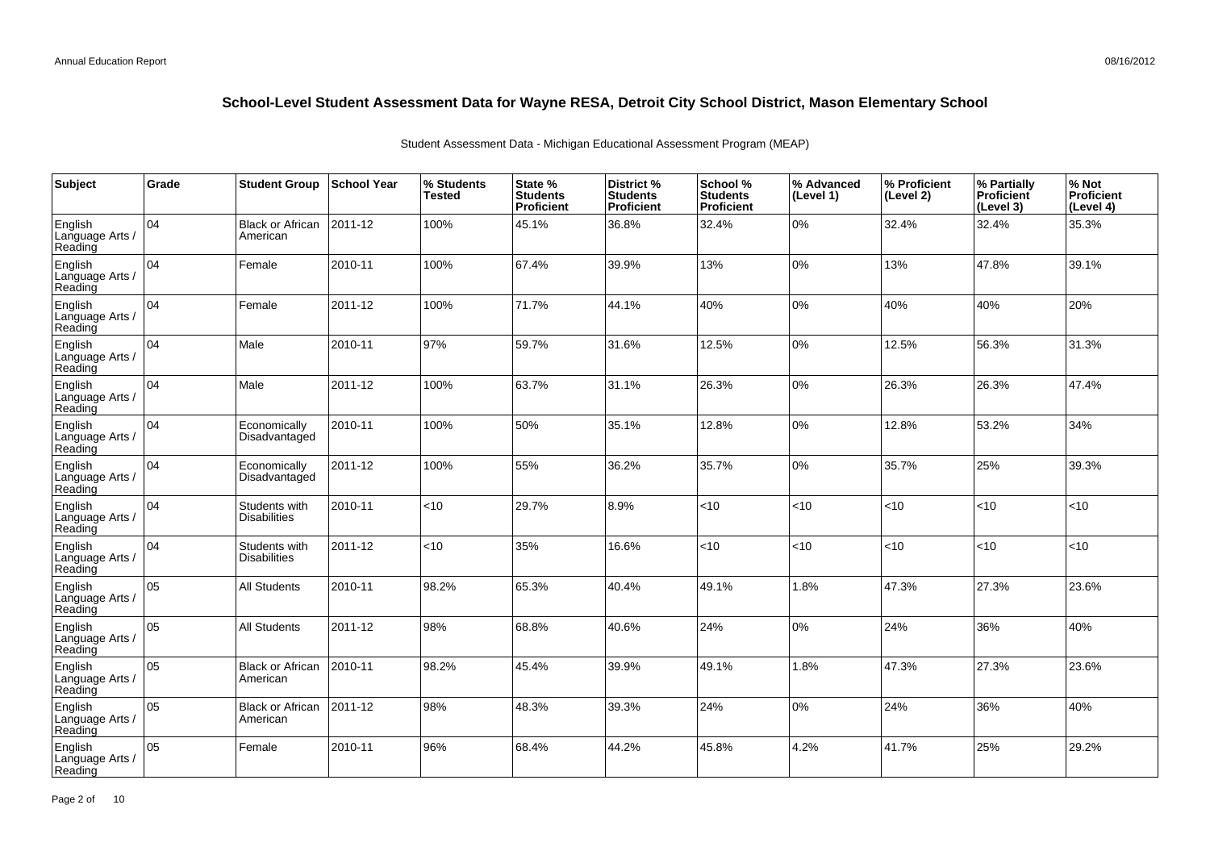## School-Level Student Assessment Data for Wayne RESA, Detroit City School District, Mason Elementary School

Student Assessment Data - Michigan Educational Assessment Program (MEAP)

| Subject | Grade | Student Group | School Year | % Students Tested | State % Students Proficient | District % Students Proficient | School % Students Proficient | % Advanced (Level 1) | % Proficient (Level 2) | % Partially Proficient (Level 3) | % Not Proficient (Level 4) |
|---|---|---|---|---|---|---|---|---|---|---|---|
| English Language Arts / Reading | 04 | Black or African American | 2011-12 | 100% | 45.1% | 36.8% | 32.4% | 0% | 32.4% | 32.4% | 35.3% |
| English Language Arts / Reading | 04 | Female | 2010-11 | 100% | 67.4% | 39.9% | 13% | 0% | 13% | 47.8% | 39.1% |
| English Language Arts / Reading | 04 | Female | 2011-12 | 100% | 71.7% | 44.1% | 40% | 0% | 40% | 40% | 20% |
| English Language Arts / Reading | 04 | Male | 2010-11 | 97% | 59.7% | 31.6% | 12.5% | 0% | 12.5% | 56.3% | 31.3% |
| English Language Arts / Reading | 04 | Male | 2011-12 | 100% | 63.7% | 31.1% | 26.3% | 0% | 26.3% | 26.3% | 47.4% |
| English Language Arts / Reading | 04 | Economically Disadvantaged | 2010-11 | 100% | 50% | 35.1% | 12.8% | 0% | 12.8% | 53.2% | 34% |
| English Language Arts / Reading | 04 | Economically Disadvantaged | 2011-12 | 100% | 55% | 36.2% | 35.7% | 0% | 35.7% | 25% | 39.3% |
| English Language Arts / Reading | 04 | Students with Disabilities | 2010-11 | <10 | 29.7% | 8.9% | <10 | <10 | <10 | <10 | <10 |
| English Language Arts / Reading | 04 | Students with Disabilities | 2011-12 | <10 | 35% | 16.6% | <10 | <10 | <10 | <10 | <10 |
| English Language Arts / Reading | 05 | All Students | 2010-11 | 98.2% | 65.3% | 40.4% | 49.1% | 1.8% | 47.3% | 27.3% | 23.6% |
| English Language Arts / Reading | 05 | All Students | 2011-12 | 98% | 68.8% | 40.6% | 24% | 0% | 24% | 36% | 40% |
| English Language Arts / Reading | 05 | Black or African American | 2010-11 | 98.2% | 45.4% | 39.9% | 49.1% | 1.8% | 47.3% | 27.3% | 23.6% |
| English Language Arts / Reading | 05 | Black or African American | 2011-12 | 98% | 48.3% | 39.3% | 24% | 0% | 24% | 36% | 40% |
| English Language Arts / Reading | 05 | Female | 2010-11 | 96% | 68.4% | 44.2% | 45.8% | 4.2% | 41.7% | 25% | 29.2% |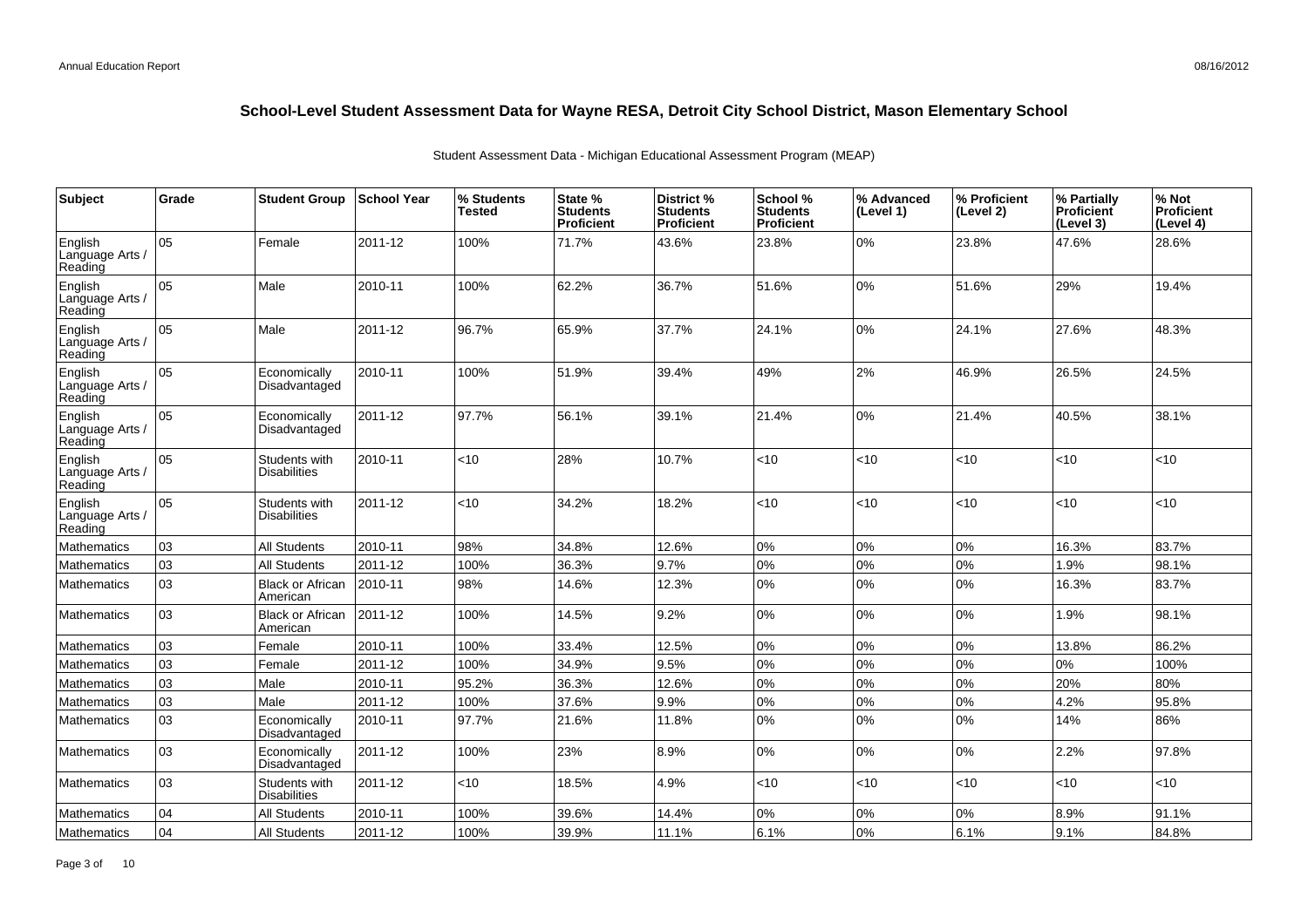## School-Level Student Assessment Data for Wayne RESA, Detroit City School District, Mason Elementary School

Student Assessment Data - Michigan Educational Assessment Program (MEAP)

| Subject | Grade | Student Group | School Year | % Students Tested | State % Students Proficient | District % Students Proficient | School % Students Proficient | % Advanced (Level 1) | % Proficient (Level 2) | % Partially Proficient (Level 3) | % Not Proficient (Level 4) |
|---|---|---|---|---|---|---|---|---|---|---|---|
| English Language Arts / Reading | 05 | Female | 2011-12 | 100% | 71.7% | 43.6% | 23.8% | 0% | 23.8% | 47.6% | 28.6% |
| English Language Arts / Reading | 05 | Male | 2010-11 | 100% | 62.2% | 36.7% | 51.6% | 0% | 51.6% | 29% | 19.4% |
| English Language Arts / Reading | 05 | Male | 2011-12 | 96.7% | 65.9% | 37.7% | 24.1% | 0% | 24.1% | 27.6% | 48.3% |
| English Language Arts / Reading | 05 | Economically Disadvantaged | 2010-11 | 100% | 51.9% | 39.4% | 49% | 2% | 46.9% | 26.5% | 24.5% |
| English Language Arts / Reading | 05 | Economically Disadvantaged | 2011-12 | 97.7% | 56.1% | 39.1% | 21.4% | 0% | 21.4% | 40.5% | 38.1% |
| English Language Arts / Reading | 05 | Students with Disabilities | 2010-11 | <10 | 28% | 10.7% | <10 | <10 | <10 | <10 | <10 |
| English Language Arts / Reading | 05 | Students with Disabilities | 2011-12 | <10 | 34.2% | 18.2% | <10 | <10 | <10 | <10 | <10 |
| Mathematics | 03 | All Students | 2010-11 | 98% | 34.8% | 12.6% | 0% | 0% | 0% | 16.3% | 83.7% |
| Mathematics | 03 | All Students | 2011-12 | 100% | 36.3% | 9.7% | 0% | 0% | 0% | 1.9% | 98.1% |
| Mathematics | 03 | Black or African American | 2010-11 | 98% | 14.6% | 12.3% | 0% | 0% | 0% | 16.3% | 83.7% |
| Mathematics | 03 | Black or African American | 2011-12 | 100% | 14.5% | 9.2% | 0% | 0% | 0% | 1.9% | 98.1% |
| Mathematics | 03 | Female | 2010-11 | 100% | 33.4% | 12.5% | 0% | 0% | 0% | 13.8% | 86.2% |
| Mathematics | 03 | Female | 2011-12 | 100% | 34.9% | 9.5% | 0% | 0% | 0% | 0% | 100% |
| Mathematics | 03 | Male | 2010-11 | 95.2% | 36.3% | 12.6% | 0% | 0% | 0% | 20% | 80% |
| Mathematics | 03 | Male | 2011-12 | 100% | 37.6% | 9.9% | 0% | 0% | 0% | 4.2% | 95.8% |
| Mathematics | 03 | Economically Disadvantaged | 2010-11 | 97.7% | 21.6% | 11.8% | 0% | 0% | 0% | 14% | 86% |
| Mathematics | 03 | Economically Disadvantaged | 2011-12 | 100% | 23% | 8.9% | 0% | 0% | 0% | 2.2% | 97.8% |
| Mathematics | 03 | Students with Disabilities | 2011-12 | <10 | 18.5% | 4.9% | <10 | <10 | <10 | <10 | <10 |
| Mathematics | 04 | All Students | 2010-11 | 100% | 39.6% | 14.4% | 0% | 0% | 0% | 8.9% | 91.1% |
| Mathematics | 04 | All Students | 2011-12 | 100% | 39.9% | 11.1% | 6.1% | 0% | 6.1% | 9.1% | 84.8% |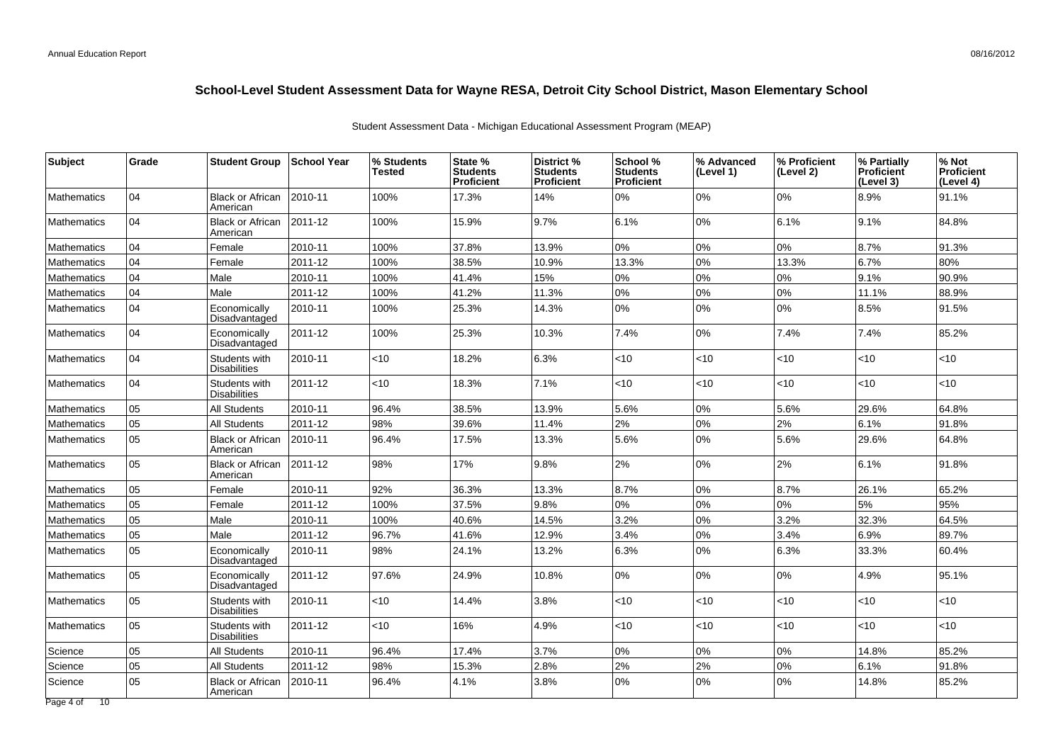# School-Level Student Assessment Data for Wayne RESA, Detroit City School District, Mason Elementary School

Student Assessment Data - Michigan Educational Assessment Program (MEAP)

| Subject | Grade | Student Group | School Year | % Students Tested | State % Students Proficient | District % Students Proficient | School % Students Proficient | % Advanced (Level 1) | % Proficient (Level 2) | % Partially Proficient (Level 3) | % Not Proficient (Level 4) |
|---|---|---|---|---|---|---|---|---|---|---|---|
| Mathematics | 04 | Black or African American | 2010-11 | 100% | 17.3% | 14% | 0% | 0% | 0% | 8.9% | 91.1% |
| Mathematics | 04 | Black or African American | 2011-12 | 100% | 15.9% | 9.7% | 6.1% | 0% | 6.1% | 9.1% | 84.8% |
| Mathematics | 04 | Female | 2010-11 | 100% | 37.8% | 13.9% | 0% | 0% | 0% | 8.7% | 91.3% |
| Mathematics | 04 | Female | 2011-12 | 100% | 38.5% | 10.9% | 13.3% | 0% | 13.3% | 6.7% | 80% |
| Mathematics | 04 | Male | 2010-11 | 100% | 41.4% | 15% | 0% | 0% | 0% | 9.1% | 90.9% |
| Mathematics | 04 | Male | 2011-12 | 100% | 41.2% | 11.3% | 0% | 0% | 0% | 11.1% | 88.9% |
| Mathematics | 04 | Economically Disadvantaged | 2010-11 | 100% | 25.3% | 14.3% | 0% | 0% | 0% | 8.5% | 91.5% |
| Mathematics | 04 | Economically Disadvantaged | 2011-12 | 100% | 25.3% | 10.3% | 7.4% | 0% | 7.4% | 7.4% | 85.2% |
| Mathematics | 04 | Students with Disabilities | 2010-11 | <10 | 18.2% | 6.3% | <10 | <10 | <10 | <10 | <10 |
| Mathematics | 04 | Students with Disabilities | 2011-12 | <10 | 18.3% | 7.1% | <10 | <10 | <10 | <10 | <10 |
| Mathematics | 05 | All Students | 2010-11 | 96.4% | 38.5% | 13.9% | 5.6% | 0% | 5.6% | 29.6% | 64.8% |
| Mathematics | 05 | All Students | 2011-12 | 98% | 39.6% | 11.4% | 2% | 0% | 2% | 6.1% | 91.8% |
| Mathematics | 05 | Black or African American | 2010-11 | 96.4% | 17.5% | 13.3% | 5.6% | 0% | 5.6% | 29.6% | 64.8% |
| Mathematics | 05 | Black or African American | 2011-12 | 98% | 17% | 9.8% | 2% | 0% | 2% | 6.1% | 91.8% |
| Mathematics | 05 | Female | 2010-11 | 92% | 36.3% | 13.3% | 8.7% | 0% | 8.7% | 26.1% | 65.2% |
| Mathematics | 05 | Female | 2011-12 | 100% | 37.5% | 9.8% | 0% | 0% | 0% | 5% | 95% |
| Mathematics | 05 | Male | 2010-11 | 100% | 40.6% | 14.5% | 3.2% | 0% | 3.2% | 32.3% | 64.5% |
| Mathematics | 05 | Male | 2011-12 | 96.7% | 41.6% | 12.9% | 3.4% | 0% | 3.4% | 6.9% | 89.7% |
| Mathematics | 05 | Economically Disadvantaged | 2010-11 | 98% | 24.1% | 13.2% | 6.3% | 0% | 6.3% | 33.3% | 60.4% |
| Mathematics | 05 | Economically Disadvantaged | 2011-12 | 97.6% | 24.9% | 10.8% | 0% | 0% | 0% | 4.9% | 95.1% |
| Mathematics | 05 | Students with Disabilities | 2010-11 | <10 | 14.4% | 3.8% | <10 | <10 | <10 | <10 | <10 |
| Mathematics | 05 | Students with Disabilities | 2011-12 | <10 | 16% | 4.9% | <10 | <10 | <10 | <10 | <10 |
| Science | 05 | All Students | 2010-11 | 96.4% | 17.4% | 3.7% | 0% | 0% | 0% | 14.8% | 85.2% |
| Science | 05 | All Students | 2011-12 | 98% | 15.3% | 2.8% | 2% | 2% | 0% | 6.1% | 91.8% |
| Science | 05 | Black or African American | 2010-11 | 96.4% | 4.1% | 3.8% | 0% | 0% | 0% | 14.8% | 85.2% |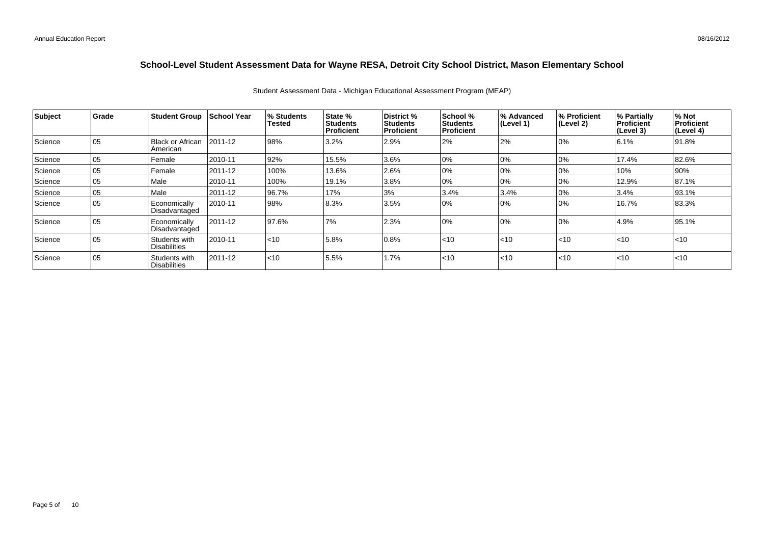# School-Level Student Assessment Data for Wayne RESA, Detroit City School District, Mason Elementary School

Student Assessment Data - Michigan Educational Assessment Program (MEAP)

| Subject | Grade | Student Group | School Year | % Students Tested | State % Students Proficient | District % Students Proficient | School % Students Proficient | % Advanced (Level 1) | % Proficient (Level 2) | % Partially Proficient (Level 3) | % Not Proficient (Level 4) |
|---|---|---|---|---|---|---|---|---|---|---|---|
| Science | 05 | Black or African American | 2011-12 | 98% | 3.2% | 2.9% | 2% | 2% | 0% | 6.1% | 91.8% |
| Science | 05 | Female | 2010-11 | 92% | 15.5% | 3.6% | 0% | 0% | 0% | 17.4% | 82.6% |
| Science | 05 | Female | 2011-12 | 100% | 13.6% | 2.6% | 0% | 0% | 0% | 10% | 90% |
| Science | 05 | Male | 2010-11 | 100% | 19.1% | 3.8% | 0% | 0% | 0% | 12.9% | 87.1% |
| Science | 05 | Male | 2011-12 | 96.7% | 17% | 3% | 3.4% | 3.4% | 0% | 3.4% | 93.1% |
| Science | 05 | Economically Disadvantaged | 2010-11 | 98% | 8.3% | 3.5% | 0% | 0% | 0% | 16.7% | 83.3% |
| Science | 05 | Economically Disadvantaged | 2011-12 | 97.6% | 7% | 2.3% | 0% | 0% | 0% | 4.9% | 95.1% |
| Science | 05 | Students with Disabilities | 2010-11 | <10 | 5.8% | 0.8% | <10 | <10 | <10 | <10 | <10 |
| Science | 05 | Students with Disabilities | 2011-12 | <10 | 5.5% | 1.7% | <10 | <10 | <10 | <10 | <10 |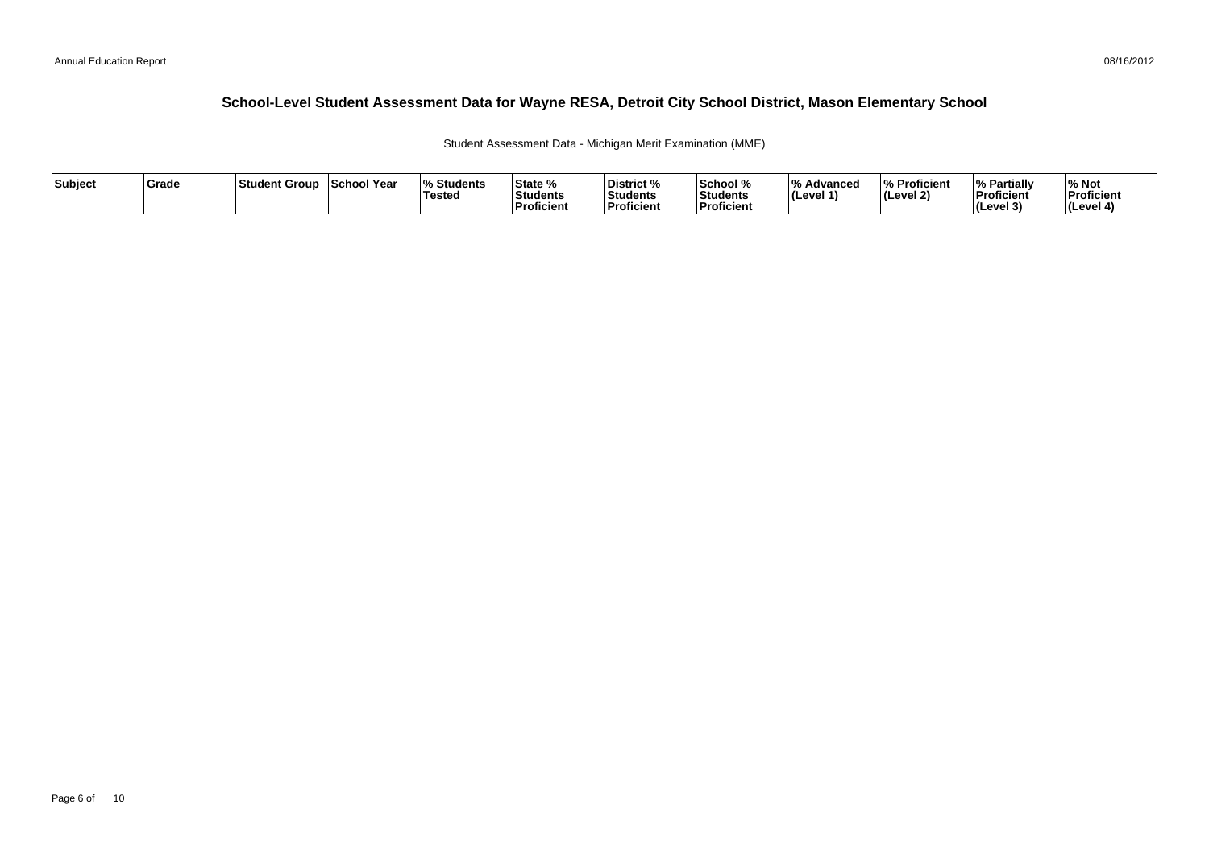# School-Level Student Assessment Data for Wayne RESA, Detroit City School District, Mason Elementary School

Student Assessment Data - Michigan Merit Examination (MME)

| Subject | Grade | Student Group | School Year | % Students Tested | State % Students Proficient | District % Students Proficient | School % Students Proficient | % Advanced (Level 1) | % Proficient (Level 2) | % Partially Proficient (Level 3) | % Not Proficient (Level 4) |
|---|---|---|---|---|---|---|---|---|---|---|---|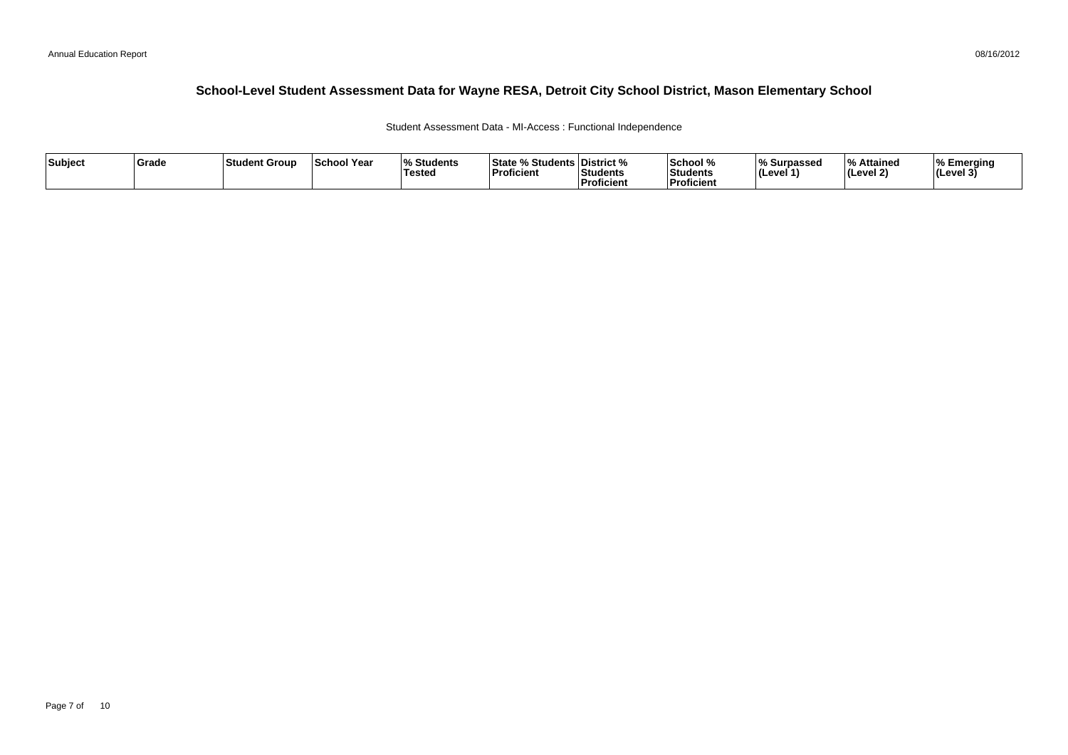# School-Level Student Assessment Data for Wayne RESA, Detroit City School District, Mason Elementary School

Student Assessment Data - MI-Access : Functional Independence

| Subject | Grade | Student Group | School Year | % Students Tested | State % Students Proficient | District % Students Proficient | School % Students Proficient | % Surpassed (Level 1) | % Attained (Level 2) | % Emerging (Level 3) |
|---|---|---|---|---|---|---|---|---|---|---|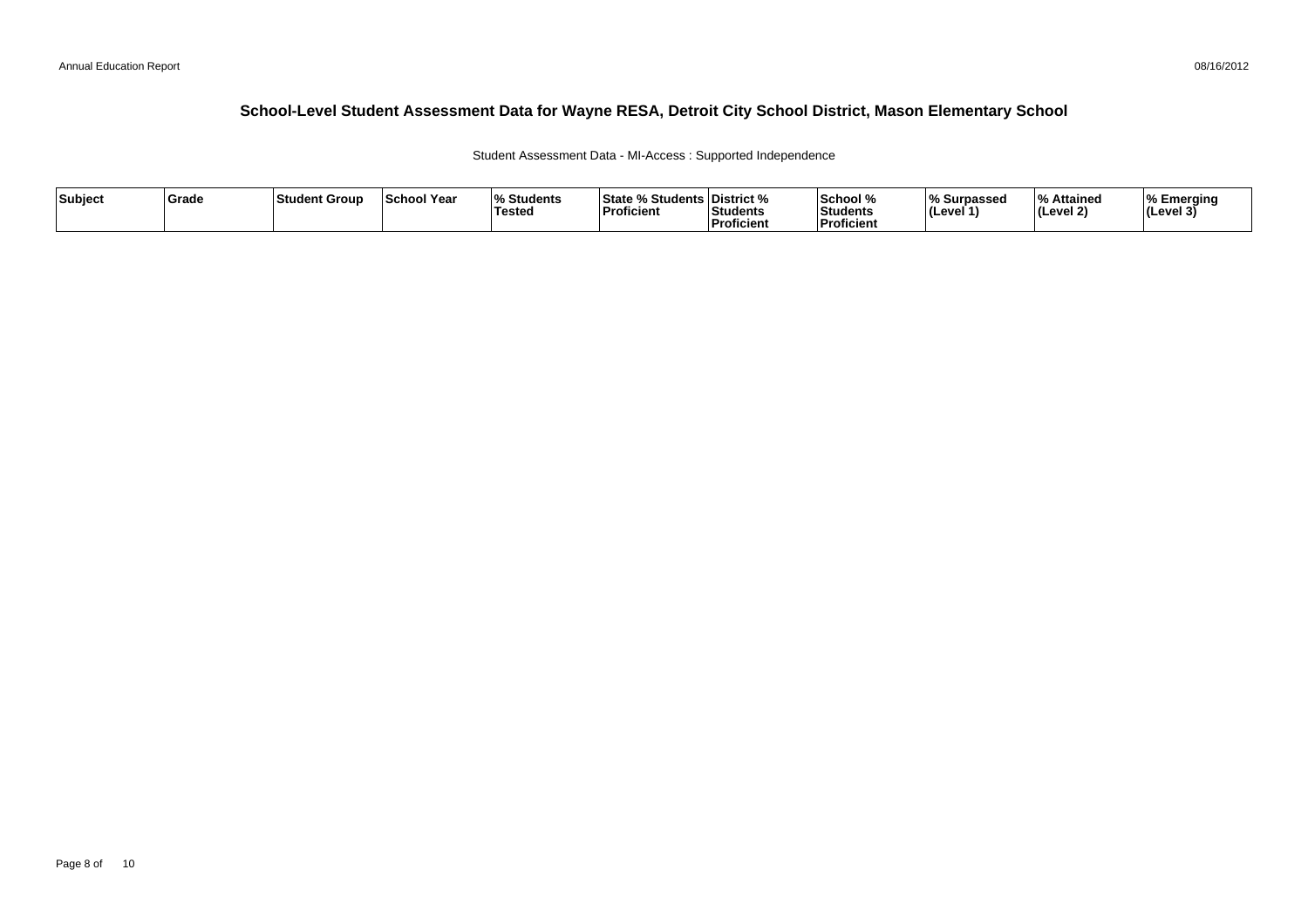## School-Level Student Assessment Data for Wayne RESA, Detroit City School District, Mason Elementary School

Student Assessment Data - MI-Access : Supported Independence

| Subject | Grade | Student Group | School Year | % Students Tested | State % Students Proficient | District % Students Proficient | School % Students Proficient | % Surpassed (Level 1) | % Attained (Level 2) | % Emerging (Level 3) |
|---|---|---|---|---|---|---|---|---|---|---|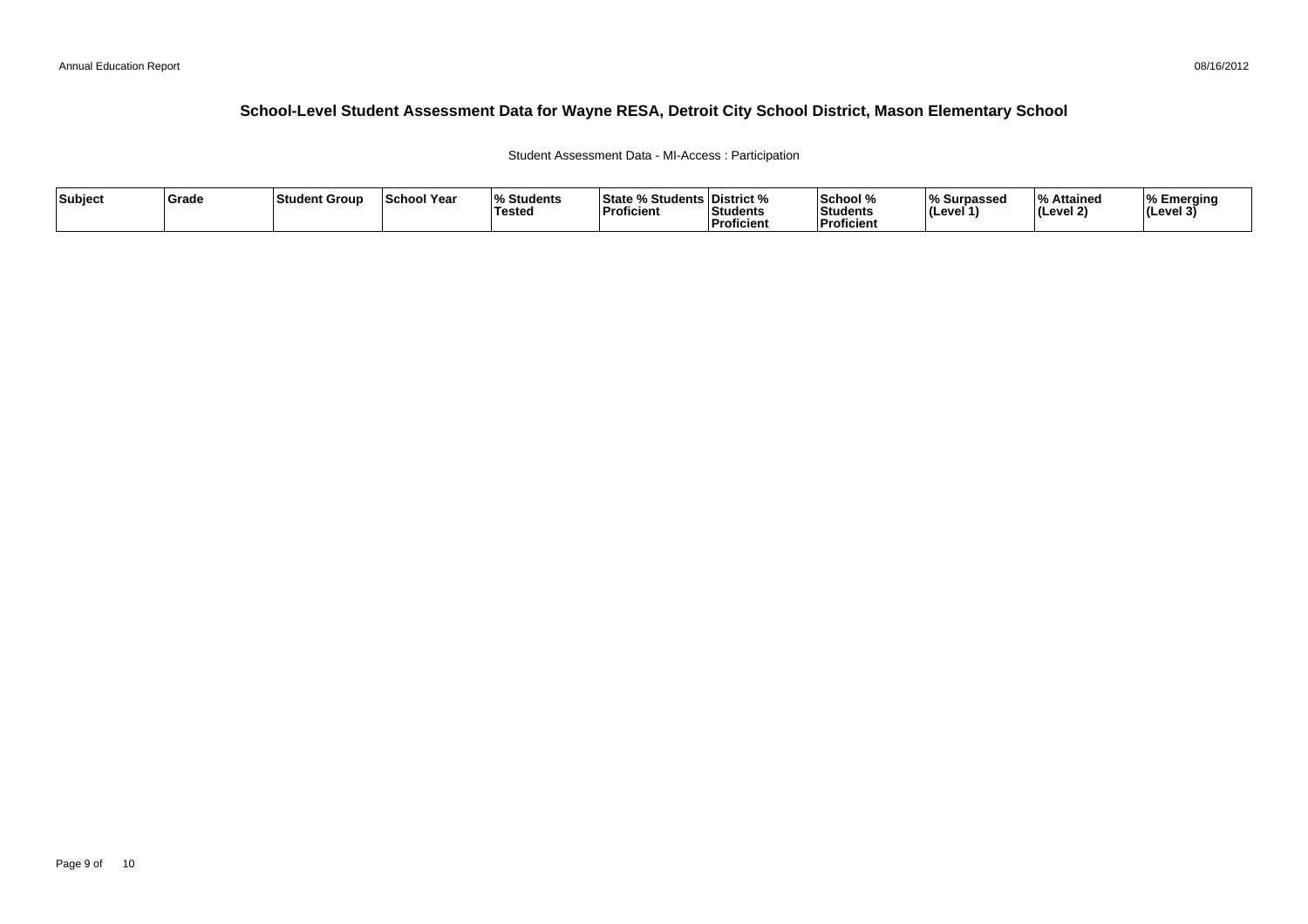# School-Level Student Assessment Data for Wayne RESA, Detroit City School District, Mason Elementary School

Student Assessment Data - MI-Access : Participation

| Subject | Grade | Student Group | School Year | % Students Tested | State % Students Proficient | District % Students Proficient | School % Students Proficient | % Surpassed (Level 1) | % Attained (Level 2) | % Emerging (Level 3) |
|---|---|---|---|---|---|---|---|---|---|---|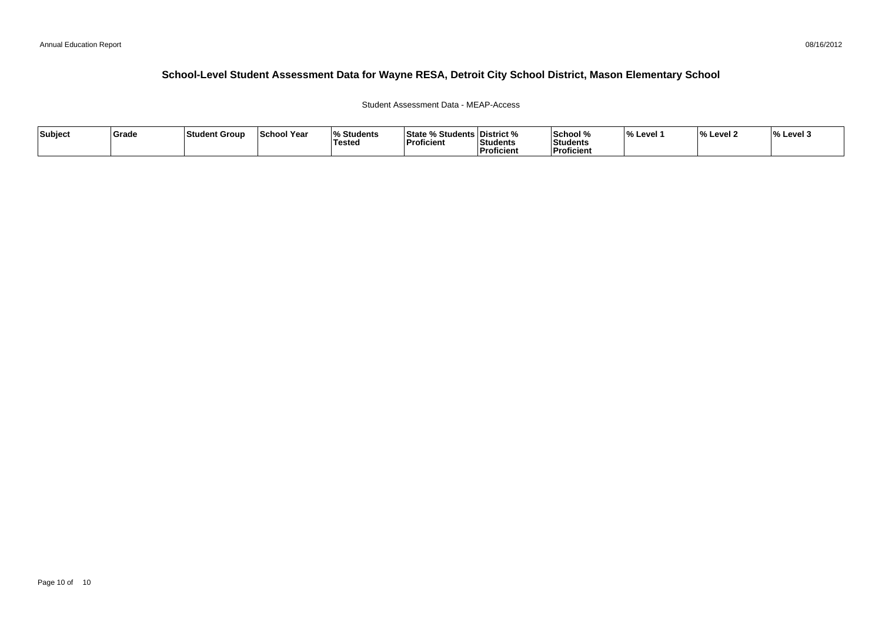# School-Level Student Assessment Data for Wayne RESA, Detroit City School District, Mason Elementary School

Student Assessment Data - MEAP-Access

| Subject | Grade | Student Group | School Year | % Students Tested | State % Students Proficient | District % Students Proficient | School % Students Proficient | % Level 1 | % Level 2 | % Level 3 |
|---|---|---|---|---|---|---|---|---|---|---|